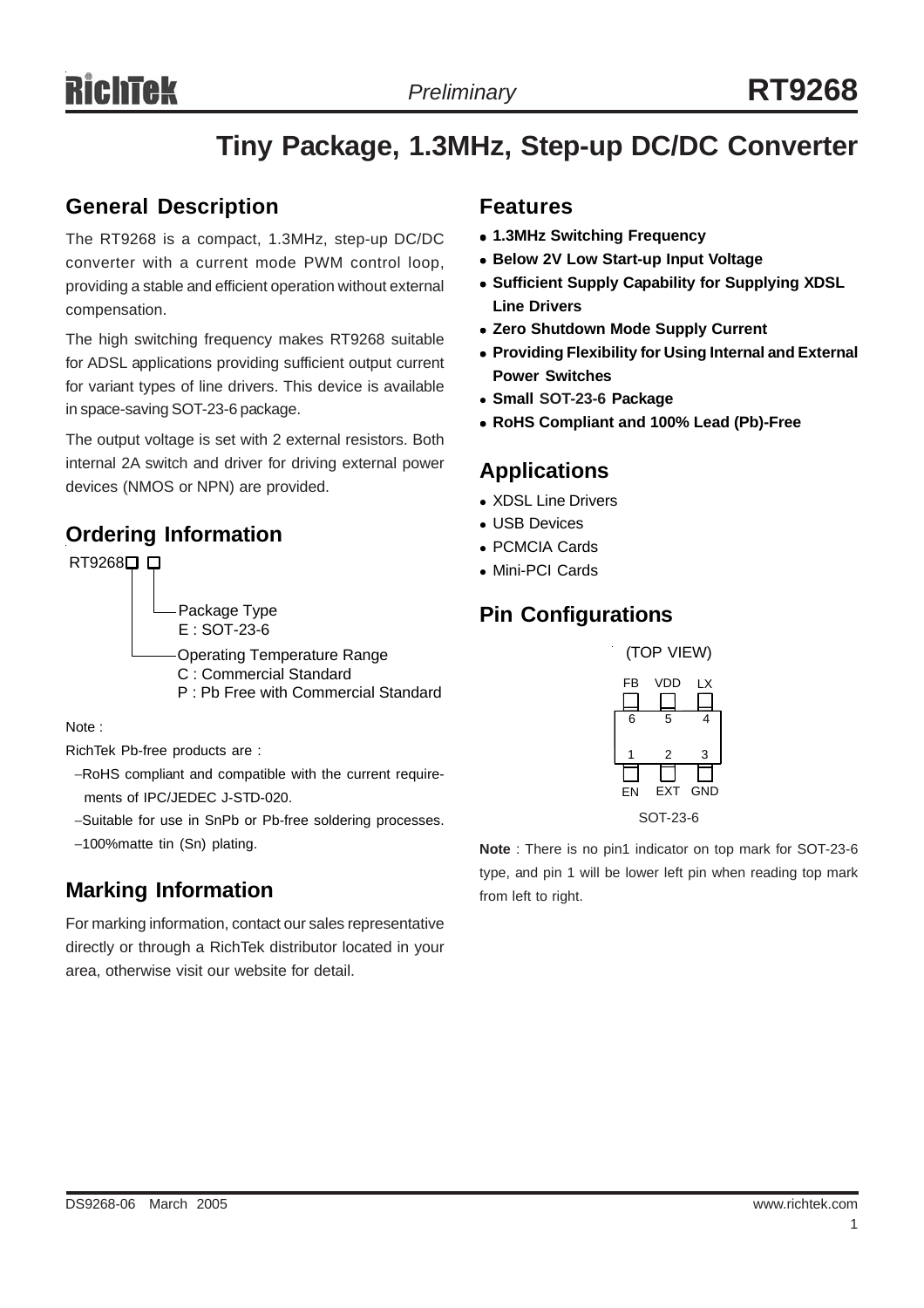# Tiny Package, 1.3MHz, Step-up DC/DC Converter

## General Description

The RT9268 is a compact, 1.3MHz, step-up DC/DC converter with a current mode PWM control loop, providing a stable and efficient operation without external compensation.

The high switching frequency makes RT9268 suitable for ADSL applications providing sufficient output current for variant types of line drivers. This device is available in space-saving SOT-23-6 package.

The output voltage is set with 2 external resistors. Both internal 2A switch and driver for driving external power devices (NMOS or NPN) are provided.

## Ordering Information

RT9268□ □

- Package Type
  - E : SOT-23-6
- Operating Temperature Range
  - C : Commercial Standard
  - P : Pb Free with Commercial Standard

Note :

RichTek Pb-free products are :

- RoHS compliant and compatible with the current requirements of IPC/JEDEC J-STD-020.
- Suitable for use in SnPb or Pb-free soldering processes.
- 100%matte tin (Sn) plating.

## Marking Information

For marking information, contact our sales representative directly or through a RichTek distributor located in your area, otherwise visit our website for detail.

## Features

- **1.3MHz Switching Frequency**
- **Below 2V Low Start-up Input Voltage**
- **Sufficient Supply Capability for Supplying XDSL Line Drivers**
- **Zero Shutdown Mode Supply Current**
- **Providing Flexibility for Using Internal and External Power Switches**
- **Small SOT-23-6 Package**
- **RoHS Compliant and 100% Lead (Pb)-Free**

## Applications

- XDSL Line Drivers
- USB Devices
- PCMCIA Cards
- Mini-PCI Cards

## Pin Configurations

(TOP VIEW)

| Pin | Name |
|---|---|
| 6 | FB |
| 5 | VDD |
| 4 | LX |
| 1 | EN |
| 2 | EXT |
| 3 | GND |

SOT-23-6

**Note** : There is no pin1 indicator on top mark for SOT-23-6 type, and pin 1 will be lower left pin when reading top mark from left to right.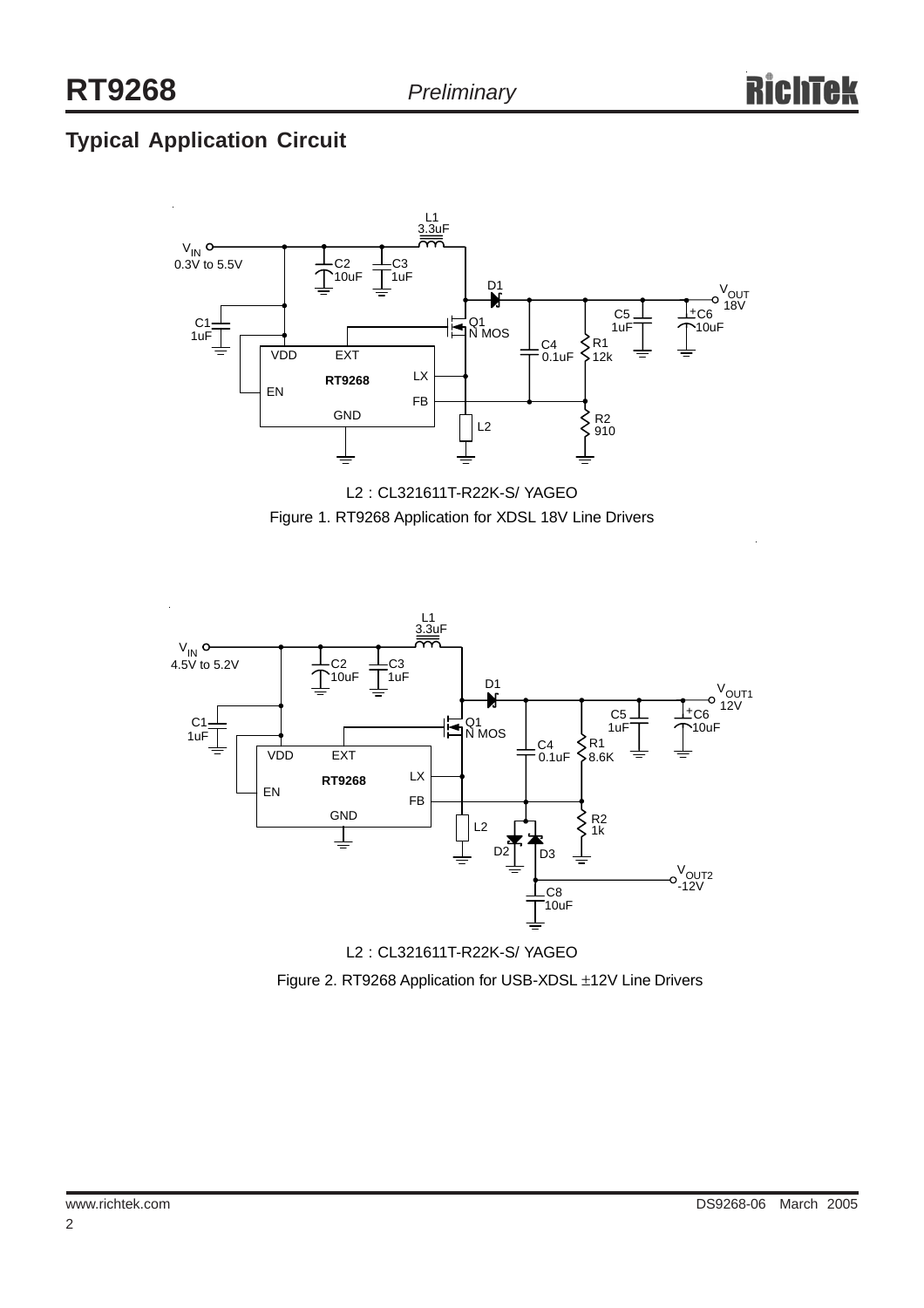## Typical Application Circuit

L2 : CL321611T-R22K-S/ YAGEO

Figure 1. RT9268 Application for XDSL 18V Line Drivers

L2 : CL321611T-R22K-S/ YAGEO

Figure 2. RT9268 Application for USB-XDSL ±12V Line Drivers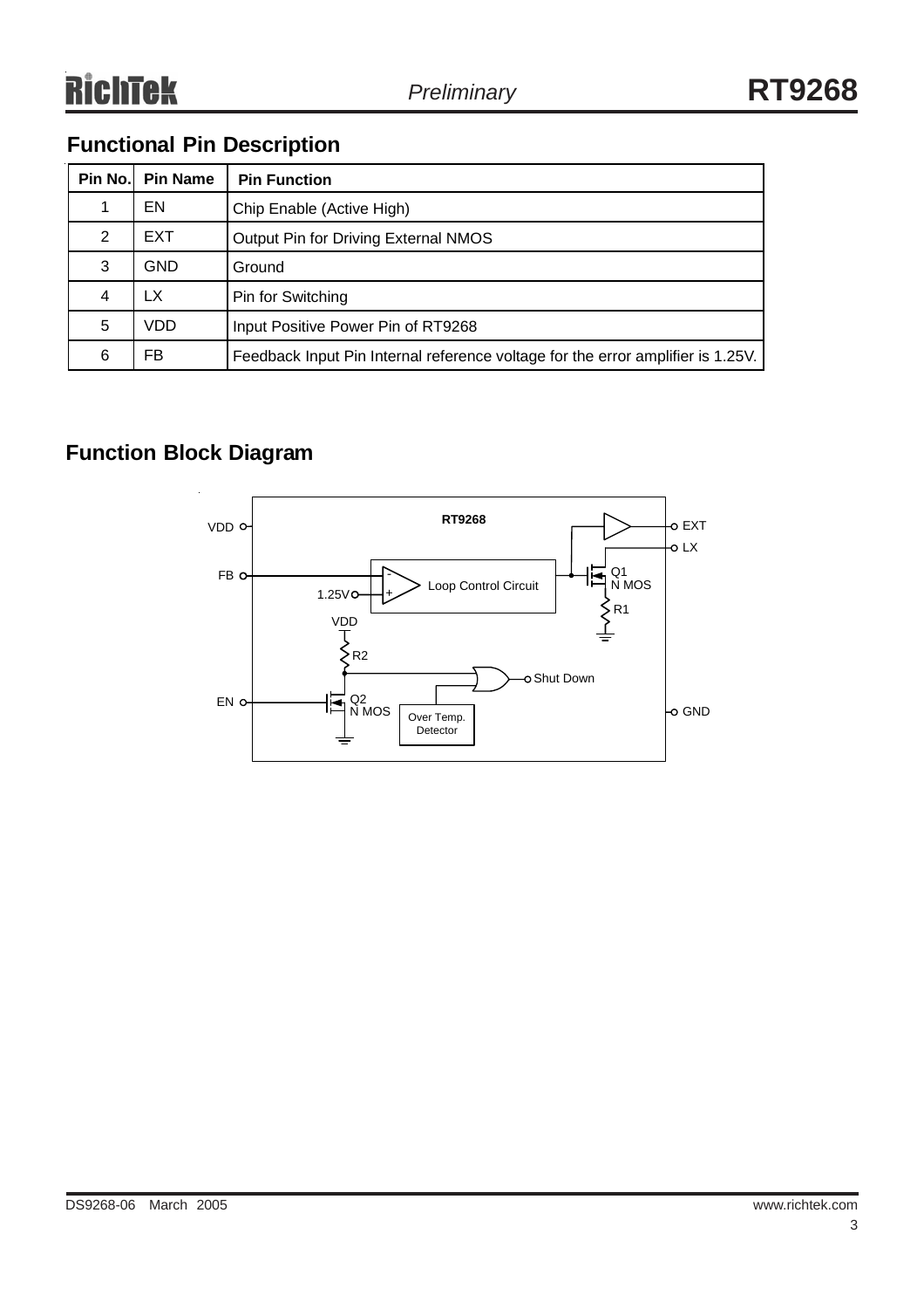## Functional Pin Description

| Pin No. | Pin Name | Pin Function |
|---|---|---|
| 1 | EN | Chip Enable (Active High) |
| 2 | EXT | Output Pin for Driving External NMOS |
| 3 | GND | Ground |
| 4 | LX | Pin for Switching |
| 5 | VDD | Input Positive Power Pin of RT9268 |
| 6 | FB | Feedback Input Pin Internal reference voltage for the error amplifier is 1.25V. |

## Function Block Diagram

RT9268

VDD, FB, EN, EXT, LX, GND

Loop Control Circuit, 1.25V, Q1 N MOS, R1, VDD, R2, Q2 N MOS, Over Temp. Detector, Shut Down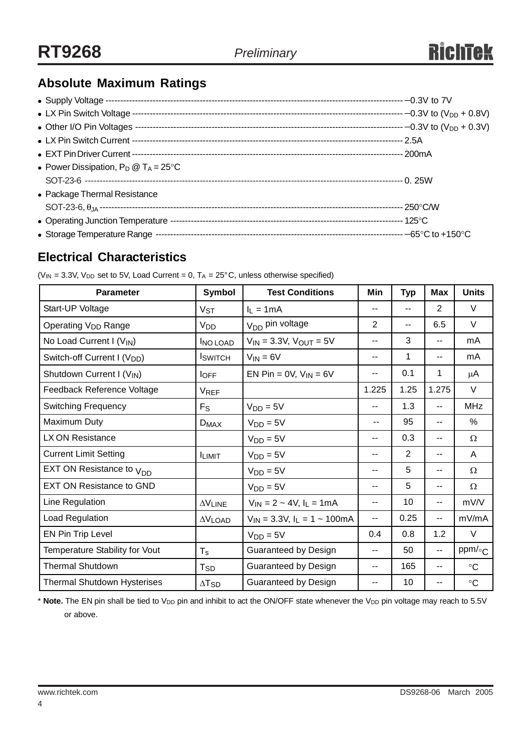## Absolute Maximum Ratings

- Supply Voltage ---------------------------------------- −0.3V to 7V
- LX Pin Switch Voltage ---------------------------------------- −0.3V to ($V_{DD}$ + 0.8V)
- Other I/O Pin Voltages ---------------------------------------- −0.3V to ($V_{DD}$ + 0.3V)
- LX Pin Switch Current ---------------------------------------- 2.5A
- EXT Pin Driver Current ---------------------------------------- 200mA
- Power Dissipation, $P_D$ @ $T_A$ = 25°C
  SOT-23-6 ---------------------------------------- 0. 25W
- Package Thermal Resistance
  SOT-23-6, $\theta_{JA}$ ---------------------------------------- 250°C/W
- Operating Junction Temperature ---------------------------------------- 125°C
- Storage Temperature Range ---------------------------------------- −65°C to +150°C

## Electrical Characteristics

($V_{IN}$ = 3.3V, $V_{DD}$ set to 5V, Load Current = 0, $T_A$ = 25°C, unless otherwise specified)

| Parameter | Symbol | Test Conditions | Min | Typ | Max | Units |
|---|---|---|---|---|---|---|
| Start-UP Voltage | $V_{ST}$ | $I_L$ = 1mA | -- | -- | 2 | V |
| Operating $V_{DD}$ Range | $V_{DD}$ | $V_{DD}$ pin voltage | 2 | -- | 6.5 | V |
| No Load Current I ($V_{IN}$) | $I_{NO\ LOAD}$ | $V_{IN}$ = 3.3V, $V_{OUT}$ = 5V | -- | 3 | -- | mA |
| Switch-off Current I ($V_{DD}$) | $I_{SWITCH}$ | $V_{IN}$ = 6V | -- | 1 | -- | mA |
| Shutdown Current I ($V_{IN}$) | $I_{OFF}$ | EN Pin = 0V, $V_{IN}$ = 6V | -- | 0.1 | 1 | μA |
| Feedback Reference Voltage | $V_{REF}$ | | 1.225 | 1.25 | 1.275 | V |
| Switching Frequency | $F_S$ | $V_{DD}$ = 5V | -- | 1.3 | -- | MHz |
| Maximum Duty | $D_{MAX}$ | $V_{DD}$ = 5V | -- | 95 | -- | % |
| LX ON Resistance | | $V_{DD}$ = 5V | -- | 0.3 | -- | Ω |
| Current Limit Setting | $I_{LIMIT}$ | $V_{DD}$ = 5V | -- | 2 | -- | A |
| EXT ON Resistance to $V_{DD}$ | | $V_{DD}$ = 5V | -- | 5 | -- | Ω |
| EXT ON Resistance to GND | | $V_{DD}$ = 5V | -- | 5 | -- | Ω |
| Line Regulation | $\Delta V_{LINE}$ | $V_{IN}$ = 2 ~ 4V, $I_L$ = 1mA | -- | 10 | -- | mV/V |
| Load Regulation | $\Delta V_{LOAD}$ | $V_{IN}$ = 3.3V, $I_L$ = 1 ~ 100mA | -- | 0.25 | -- | mV/mA |
| EN Pin Trip Level | | $V_{DD}$ = 5V | 0.4 | 0.8 | 1.2 | V |
| Temperature Stability for Vout | $T_s$ | Guaranteed by Design | -- | 50 | -- | ppm/°C |
| Thermal Shutdown | $T_{SD}$ | Guaranteed by Design | -- | 165 | -- | °C |
| Thermal Shutdown Hysterises | $\Delta T_{SD}$ | Guaranteed by Design | -- | 10 | -- | °C |

* **Note.** The EN pin shall be tied to $V_{DD}$ pin and inhibit to act the ON/OFF state whenever the $V_{DD}$ pin voltage may reach to 5.5V or above.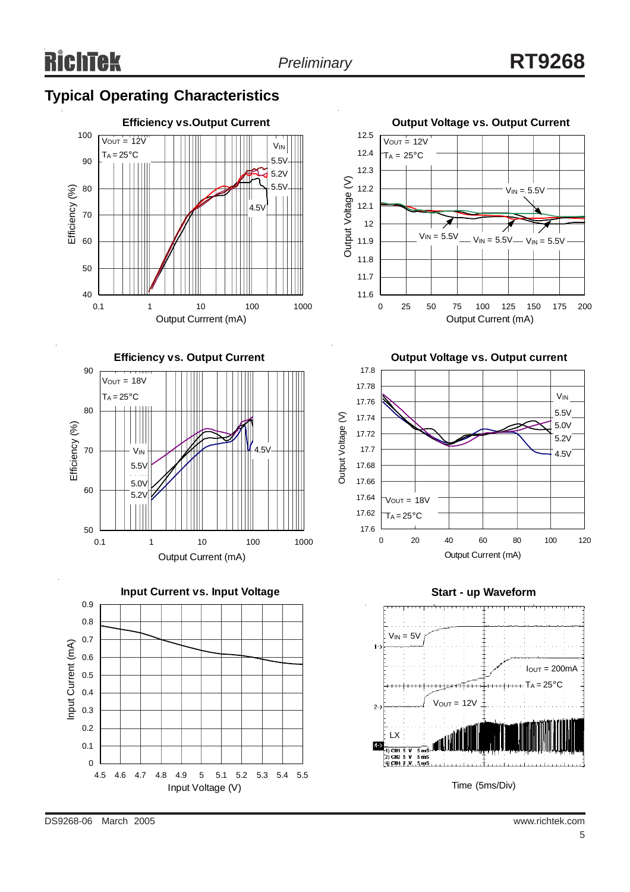## Typical Operating Characteristics

**Efficiency vs.Output Current**

$V_{OUT}$ = 12V
$T_A$ = 25°C

$V_{IN}$: 5.5V, 5.2V, 5.5V, 4.5V

Efficiency (%) vs. Output Currrent (mA)

**Output Voltage vs. Output Current**

$V_{OUT}$ = 12V
$T_A$ = 25°C

$V_{IN}$ = 5.5V

Output Voltage (V) vs. Output Current (mA)

**Efficiency vs. Output Current**

$V_{OUT}$ = 18V
$T_A$ = 25°C

$V_{IN}$: 5.5V, 5.0V, 5.2V, 4.5V

Efficiency (%) vs. Output Current (mA)

**Output Voltage vs. Output current**

$V_{IN}$: 5.5V, 5.0V, 5.2V, 4.5V

$V_{OUT}$ = 18V
$T_A$ = 25°C

Output Voltage (V) vs. Output Current (mA)

**Input Current vs. Input Voltage**

Input Current (mA) vs. Input Voltage (V)

**Start - up Waveform**

$V_{IN}$ = 5V
$I_{OUT}$ = 200mA
$T_A$ = 25°C
$V_{OUT}$ = 12V
LX

Time (5ms/Div)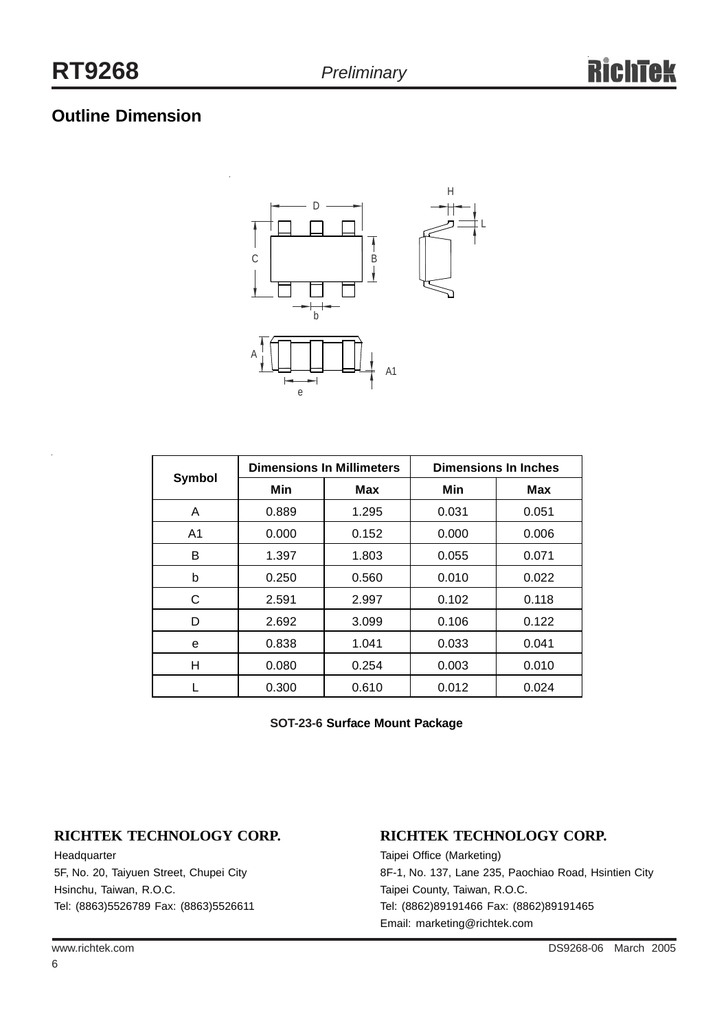## Outline Dimension

H

D

L

C

B

b

A

A1

e

| Symbol | Dimensions In Millimeters | | Dimensions In Inches | |
|---|---|---|---|---|
| | Min | Max | Min | Max |
| A | 0.889 | 1.295 | 0.031 | 0.051 |
| A1 | 0.000 | 0.152 | 0.000 | 0.006 |
| B | 1.397 | 1.803 | 0.055 | 0.071 |
| b | 0.250 | 0.560 | 0.010 | 0.022 |
| C | 2.591 | 2.997 | 0.102 | 0.118 |
| D | 2.692 | 3.099 | 0.106 | 0.122 |
| e | 0.838 | 1.041 | 0.033 | 0.041 |
| H | 0.080 | 0.254 | 0.003 | 0.010 |
| L | 0.300 | 0.610 | 0.012 | 0.024 |

**SOT-23-6 Surface Mount Package**

**RICHTEK TECHNOLOGY CORP.**

Headquarter
5F, No. 20, Taiyuen Street, Chupei City
Hsinchu, Taiwan, R.O.C.
Tel: (8863)5526789 Fax: (8863)5526611

**RICHTEK TECHNOLOGY CORP.**

Taipei Office (Marketing)
8F-1, No. 137, Lane 235, Paochiao Road, Hsintien City
Taipei County, Taiwan, R.O.C.
Tel: (8862)89191466 Fax: (8862)89191465
Email: marketing@richtek.com